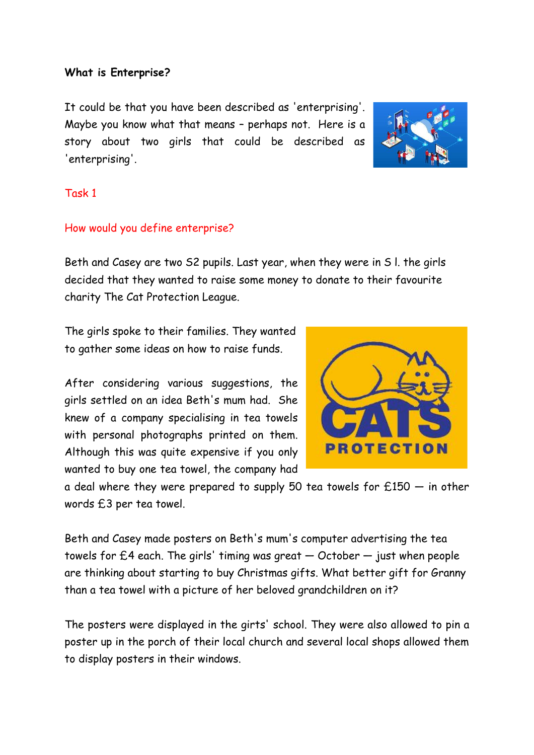**What is Enterprise?**

It could be that you have been described as 'enterprising'. Maybe you know what that means – perhaps not. Here is a story about two girls that could be described as 'enterprising'.

Task 1

How would you define enterprise?

Beth and Casey are two S2 pupils. Last year, when they were in S l. the girls decided that they wanted to raise some money to donate to their favourite charity The Cat Protection League.

The girls spoke to their families. They wanted to gather some ideas on how to raise funds.

After considering various suggestions, the girls settled on an idea Beth's mum had. She knew of a company specialising in tea towels with personal photographs printed on them. Although this was quite expensive if you only wanted to buy one tea towel, the company had a deal where they were prepared to supply 50 tea towels for £150 — in other words £3 per tea towel.

Beth and Casey made posters on Beth's mum's computer advertising the tea towels for £4 each. The girls' timing was great — October — just when people are thinking about starting to buy Christmas gifts. What better gift for Granny than a tea towel with a picture of her beloved grandchildren on it?

The posters were displayed in the girts' school. They were also allowed to pin a poster up in the porch of their local church and several local shops allowed them to display posters in their windows.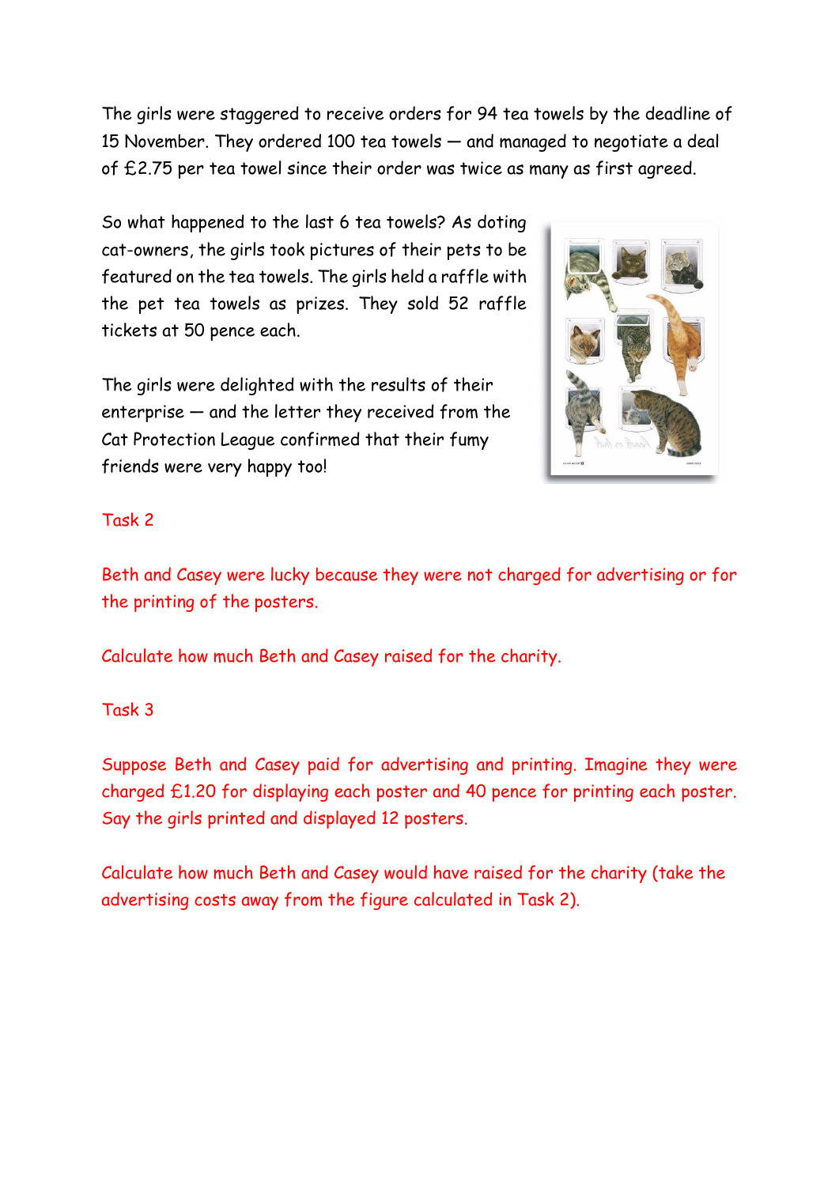The girls were staggered to receive orders for 94 tea towels by the deadline of 15 November. They ordered 100 tea towels — and managed to negotiate a deal of £2.75 per tea towel since their order was twice as many as first agreed.

So what happened to the last 6 tea towels? As doting cat-owners, the girls took pictures of their pets to be featured on the tea towels. The girls held a raffle with the pet tea towels as prizes. They sold 52 raffle tickets at 50 pence each.

The girls were delighted with the results of their enterprise — and the letter they received from the Cat Protection League confirmed that their fumy friends were very happy too!

Task 2

Beth and Casey were lucky because they were not charged for advertising or for the printing of the posters.

Calculate how much Beth and Casey raised for the charity.

Task 3

Suppose Beth and Casey paid for advertising and printing. Imagine they were charged £1.20 for displaying each poster and 40 pence for printing each poster. Say the girls printed and displayed 12 posters.

Calculate how much Beth and Casey would have raised for the charity (take the advertising costs away from the figure calculated in Task 2).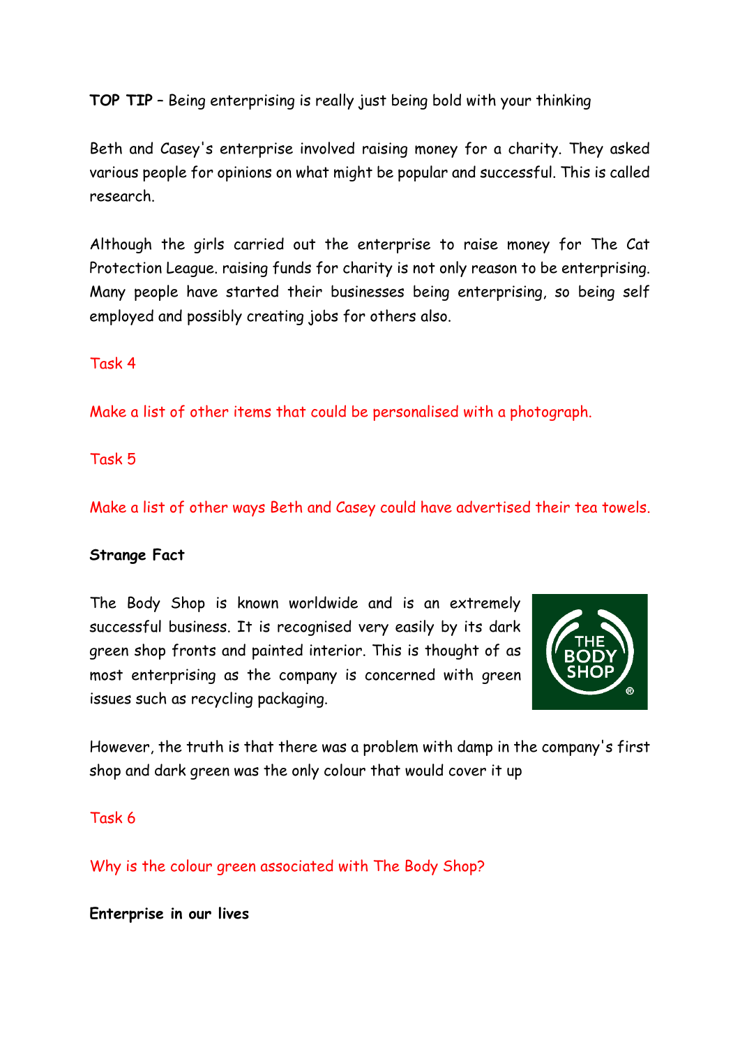**TOP TIP** – Being enterprising is really just being bold with your thinking

Beth and Casey's enterprise involved raising money for a charity. They asked various people for opinions on what might be popular and successful. This is called research.

Although the girls carried out the enterprise to raise money for The Cat Protection League. raising funds for charity is not only reason to be enterprising. Many people have started their businesses being enterprising, so being self employed and possibly creating jobs for others also.

Task 4

Make a list of other items that could be personalised with a photograph.

Task 5

Make a list of other ways Beth and Casey could have advertised their tea towels.

**Strange Fact**

The Body Shop is known worldwide and is an extremely successful business. It is recognised very easily by its dark green shop fronts and painted interior. This is thought of as most enterprising as the company is concerned with green issues such as recycling packaging.

However, the truth is that there was a problem with damp in the company's first shop and dark green was the only colour that would cover it up

Task 6

Why is the colour green associated with The Body Shop?

**Enterprise in our lives**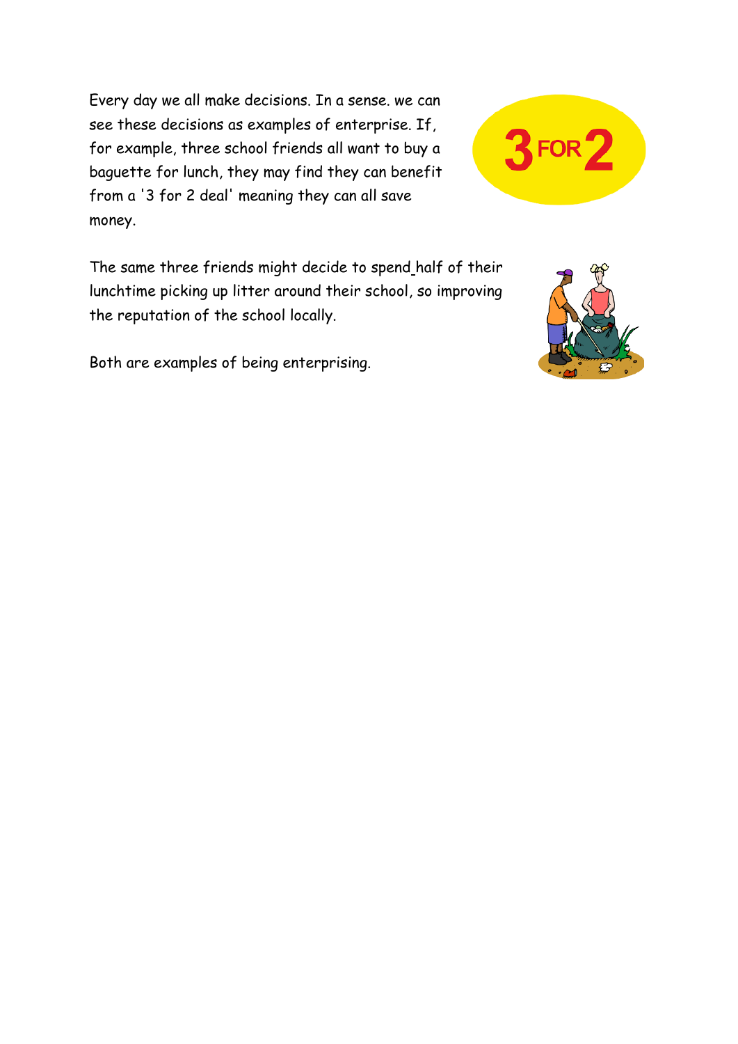Every day we all make decisions. In a sense. we can see these decisions as examples of enterprise. If, for example, three school friends all want to buy a baguette for lunch, they may find they can benefit from a '3 for 2 deal' meaning they can all save money.

3 FOR 2

The same three friends might decide to spend half of their lunchtime picking up litter around their school, so improving the reputation of the school locally.

Both are examples of being enterprising.